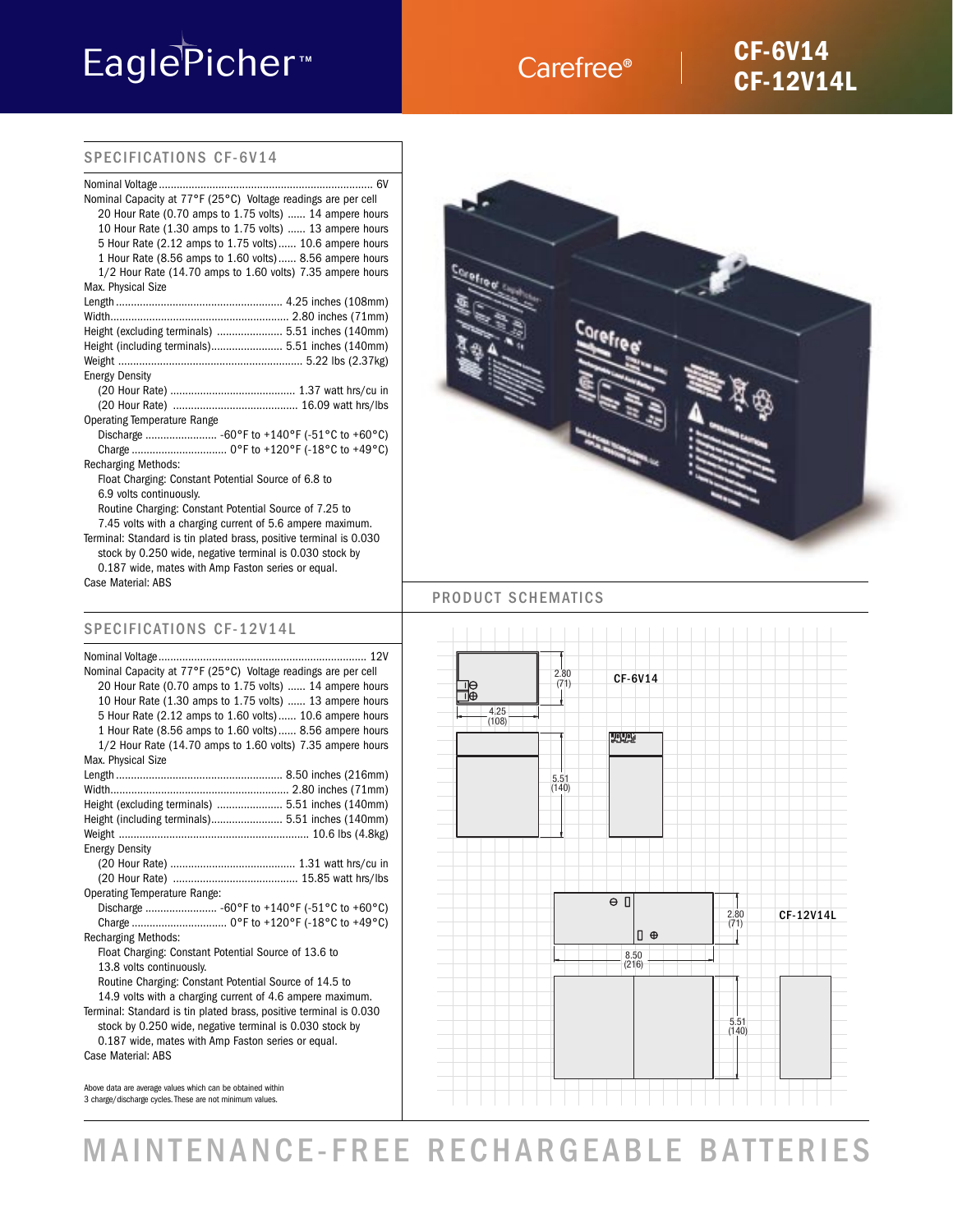# EaglePicher™

## Carefree®

## CF-6V14
## CF-12V14L

### SPECIFICATIONS CF-6V14

Nominal Voltage ........ 6V

Nominal Capacity at 77°F (25°C) Voltage readings are per cell
- 20 Hour Rate (0.70 amps to 1.75 volts) ...... 14 ampere hours
- 10 Hour Rate (1.30 amps to 1.75 volts) ...... 13 ampere hours
- 5 Hour Rate (2.12 amps to 1.75 volts)...... 10.6 ampere hours
- 1 Hour Rate (8.56 amps to 1.60 volts)...... 8.56 ampere hours
- 1/2 Hour Rate (14.70 amps to 1.60 volts) 7.35 ampere hours

Max. Physical Size
- Length ........ 4.25 inches (108mm)
- Width........ 2.80 inches (71mm)
- Height (excluding terminals) ........ 5.51 inches (140mm)
- Height (including terminals)........ 5.51 inches (140mm)
- Weight ........ 5.22 lbs (2.37kg)

Energy Density
- (20 Hour Rate) ........ 1.37 watt hrs/cu in
- (20 Hour Rate) ........ 16.09 watt hrs/lbs

Operating Temperature Range
- Discharge ........ -60°F to +140°F (-51°C to +60°C)
- Charge ........ 0°F to +120°F (-18°C to +49°C)

Recharging Methods:
- Float Charging: Constant Potential Source of 6.8 to 6.9 volts continuously.
- Routine Charging: Constant Potential Source of 7.25 to 7.45 volts with a charging current of 5.6 ampere maximum.

Terminal: Standard is tin plated brass, positive terminal is 0.030 stock by 0.250 wide, negative terminal is 0.030 stock by 0.187 wide, mates with Amp Faston series or equal.

Case Material: ABS

### SPECIFICATIONS CF-12V14L

Nominal Voltage ........ 12V

Nominal Capacity at 77°F (25°C) Voltage readings are per cell
- 20 Hour Rate (0.70 amps to 1.75 volts) ...... 14 ampere hours
- 10 Hour Rate (1.30 amps to 1.75 volts) ...... 13 ampere hours
- 5 Hour Rate (2.12 amps to 1.75 volts)...... 10.6 ampere hours
- 1 Hour Rate (8.56 amps to 1.60 volts)...... 8.56 ampere hours
- 1/2 Hour Rate (14.70 amps to 1.60 volts) 7.35 ampere hours

Max. Physical Size
- Length ........ 8.50 inches (216mm)
- Width........ 2.80 inches (71mm)
- Height (excluding terminals) ........ 5.51 inches (140mm)
- Height (including terminals)........ 5.51 inches (140mm)
- Weight ........ 10.6 lbs (4.8kg)

Energy Density
- (20 Hour Rate) ........ 1.31 watt hrs/cu in
- (20 Hour Rate) ........ 15.85 watt hrs/lbs

Operating Temperature Range:
- Discharge ........ -60°F to +140°F (-51°C to +60°C)
- Charge ........ 0°F to +120°F (-18°C to +49°C)

Recharging Methods:
- Float Charging: Constant Potential Source of 13.6 to 13.8 volts continuously.
- Routine Charging: Constant Potential Source of 14.5 to 14.9 volts with a charging current of 4.6 ampere maximum.

Terminal: Standard is tin plated brass, positive terminal is 0.030 stock by 0.250 wide, negative terminal is 0.030 stock by 0.187 wide, mates with Amp Faston series or equal.

Case Material: ABS

Above data are average values which can be obtained within 3 charge/discharge cycles. These are not minimum values.

### PRODUCT SCHEMATICS

CF-6V14: 4.25 (108) × 2.80 (71), height 5.51 (140)

CF-12V14L: 8.50 (216) × 2.80 (71), height 5.51 (140)

# MAINTENANCE-FREE RECHARGEABLE BATTERIES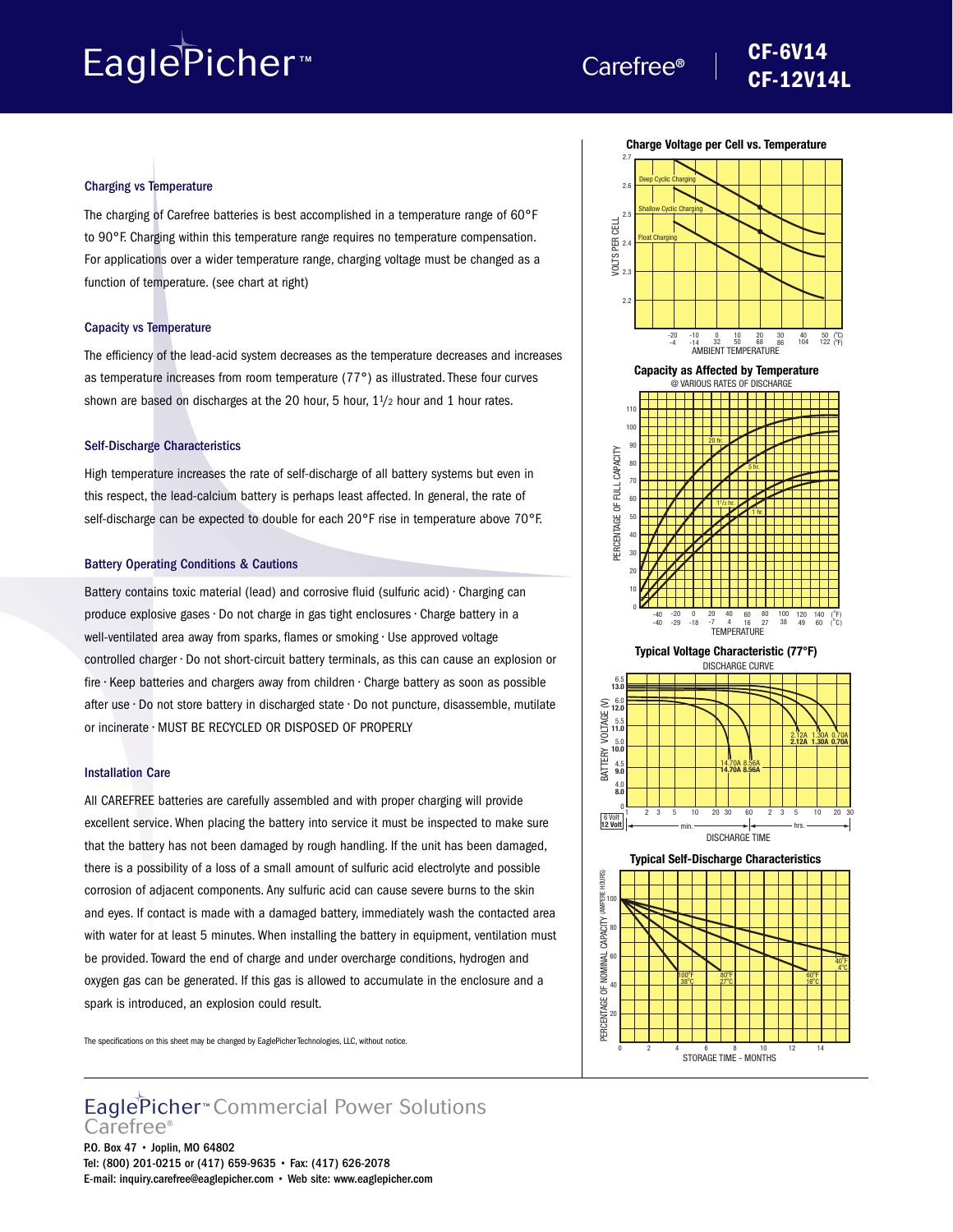# EaglePicher™ Carefree® CF-6V14 CF-12V14L

### Charging vs Temperature

The charging of Carefree batteries is best accomplished in a temperature range of 60°F to 90°F. Charging within this temperature range requires no temperature compensation. For applications over a wider temperature range, charging voltage must be changed as a function of temperature. (see chart at right)

### Capacity vs Temperature

The efficiency of the lead-acid system decreases as the temperature decreases and increases as temperature increases from room temperature (77°) as illustrated. These four curves shown are based on discharges at the 20 hour, 5 hour, 1½ hour and 1 hour rates.

### Self-Discharge Characteristics

High temperature increases the rate of self-discharge of all battery systems but even in this respect, the lead-calcium battery is perhaps least affected. In general, the rate of self-discharge can be expected to double for each 20°F rise in temperature above 70°F.

### Battery Operating Conditions & Cautions

Battery contains toxic material (lead) and corrosive fluid (sulfuric acid) · Charging can produce explosive gases · Do not charge in gas tight enclosures · Charge battery in a well-ventilated area away from sparks, flames or smoking · Use approved voltage controlled charger · Do not short-circuit battery terminals, as this can cause an explosion or fire · Keep batteries and chargers away from children · Charge battery as soon as possible after use · Do not store battery in discharged state · Do not puncture, disassemble, mutilate or incinerate · MUST BE RECYCLED OR DISPOSED OF PROPERLY

### Installation Care

All CAREFREE batteries are carefully assembled and with proper charging will provide excellent service. When placing the battery into service it must be inspected to make sure that the battery has not been damaged by rough handling. If the unit has been damaged, there is a possibility of a loss of a small amount of sulfuric acid electrolyte and possible corrosion of adjacent components. Any sulfuric acid can cause severe burns to the skin and eyes. If contact is made with a damaged battery, immediately wash the contacted area with water for at least 5 minutes. When installing the battery in equipment, ventilation must be provided. Toward the end of charge and under overcharge conditions, hydrogen and oxygen gas can be generated. If this gas is allowed to accumulate in the enclosure and a spark is introduced, an explosion could result.

The specifications on this sheet may be changed by EaglePicher Technologies, LLC, without notice.

**Charge Voltage per Cell vs. Temperature**

Deep Cyclic Charging
Shallow Cyclic Charging
Float Charging
VOLTS PER CELL
2.7, 2.6, 2.5, 2.4, 2.3, 2.2
-20 -10 0 10 20 30 40 50 (°C)
-4 14 32 50 68 86 104 122 (°F)
AMBIENT TEMPERATURE

**Capacity as Affected by Temperature**
@ VARIOUS RATES OF DISCHARGE

PERCENTAGE OF FULL CAPACITY
0, 10, 20, 30, 40, 50, 60, 70, 80, 90, 100, 110
20 hr.
5 hr.
1½ hr.
1 hr.
-40 -20 0 20 40 60 80 100 120 140 (°F)
-40 -29 -18 -7 4 16 27 38 49 60 (°C)
TEMPERATURE

**Typical Voltage Characteristic (77°F)**
DISCHARGE CURVE

BATTERY VOLTAGE (V)
6.5 / 13.0, 6.0 / 12.0, 5.5 / 11.0, 5.0 / 10.0, 4.5 / 9.0, 4.0 / 8.0, 0
2.12A 1.30A 0.70A
14.70A 8.56A
6 Volt / 12 Volt
1 2 3 5 10 20 30 60 2 3 5 10 20 30
min. — hrs.
DISCHARGE TIME

**Typical Self-Discharge Characteristics**

PERCENTAGE OF NOMINAL CAPACITY (AMPERE HOURS)
20, 40, 60, 80, 100
100°F 38°C
80°F 27°C
60°F 16°C
40°F 4°C
0 2 4 6 8 10 12 14
STORAGE TIME - MONTHS

EaglePicher™ Commercial Power Solutions
Carefree®

P.O. Box 47 • Joplin, MO 64802
Tel: (800) 201-0215 or (417) 659-9635 • Fax: (417) 626-2078
E-mail: inquiry.carefree@eaglepicher.com • Web site: www.eaglepicher.com